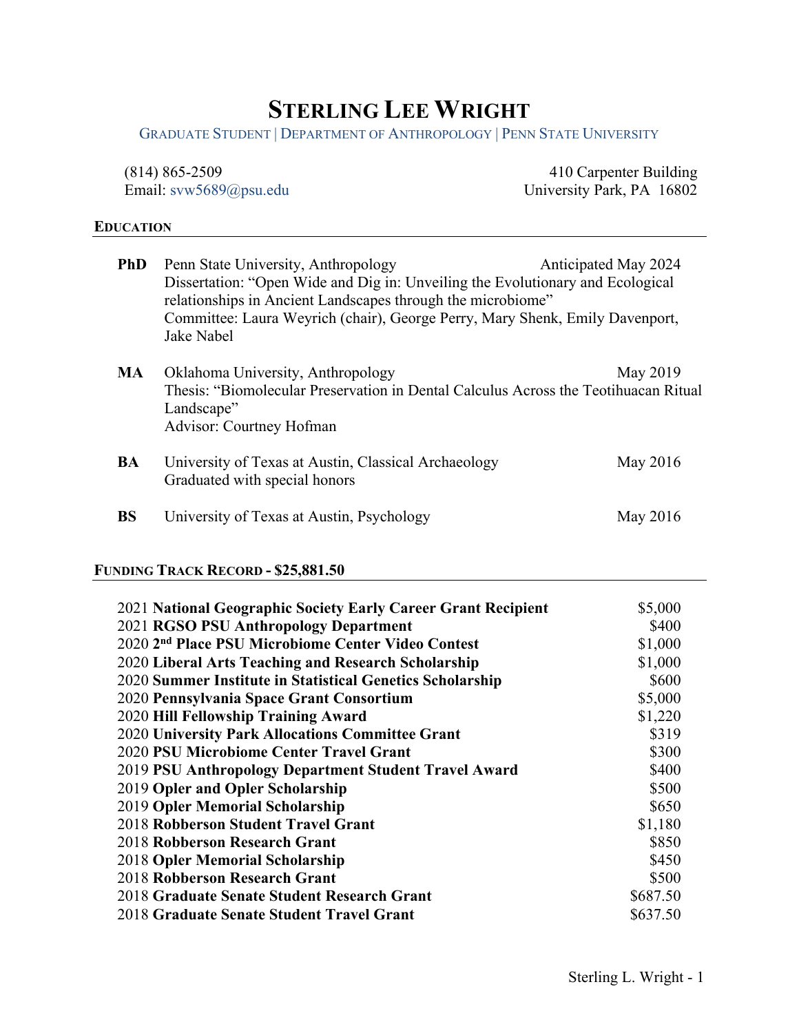# STERLING LEE WRIGHT

GRADUATE STUDENT | DEPARTMENT OF ANTHROPOLOGY | PENN STATE UNIVERSITY

(814) 865-2509
Email: svw5689@psu.edu

410 Carpenter Building
University Park, PA 16802

## EDUCATION

**PhD** Penn State University, Anthropology — Anticipated May 2024
Dissertation: "Open Wide and Dig in: Unveiling the Evolutionary and Ecological relationships in Ancient Landscapes through the microbiome"
Committee: Laura Weyrich (chair), George Perry, Mary Shenk, Emily Davenport, Jake Nabel

**MA** Oklahoma University, Anthropology — May 2019
Thesis: "Biomolecular Preservation in Dental Calculus Across the Teotihuacan Ritual Landscape"
Advisor: Courtney Hofman

**BA** University of Texas at Austin, Classical Archaeology — May 2016
Graduated with special honors

**BS** University of Texas at Austin, Psychology — May 2016

## FUNDING TRACK RECORD - $25,881.50

| Award | Amount |
|---|---|
| 2021 **National Geographic Society Early Career Grant Recipient** | $5,000 |
| 2021 **RGSO PSU Anthropology Department** | $400 |
| 2020 **2nd Place PSU Microbiome Center Video Contest** | $1,000 |
| 2020 **Liberal Arts Teaching and Research Scholarship** | $1,000 |
| 2020 **Summer Institute in Statistical Genetics Scholarship** | $600 |
| 2020 **Pennsylvania Space Grant Consortium** | $5,000 |
| 2020 **Hill Fellowship Training Award** | $1,220 |
| 2020 **University Park Allocations Committee Grant** | $319 |
| 2020 **PSU Microbiome Center Travel Grant** | $300 |
| 2019 **PSU Anthropology Department Student Travel Award** | $400 |
| 2019 **Opler and Opler Scholarship** | $500 |
| 2019 **Opler Memorial Scholarship** | $650 |
| 2018 **Robberson Student Travel Grant** | $1,180 |
| 2018 **Robberson Research Grant** | $850 |
| 2018 **Opler Memorial Scholarship** | $450 |
| 2018 **Robberson Research Grant** | $500 |
| 2018 **Graduate Senate Student Research Grant** | $687.50 |
| 2018 **Graduate Senate Student Travel Grant** | $637.50 |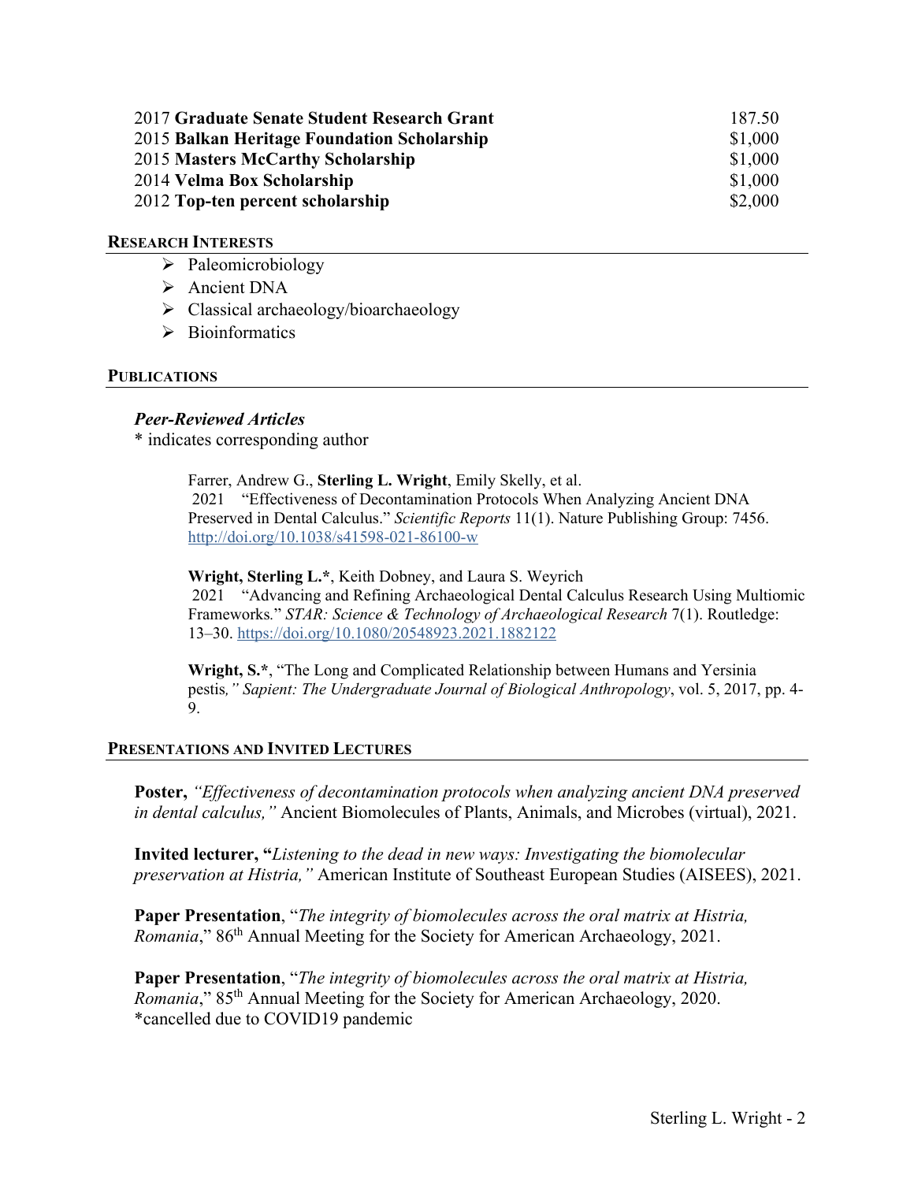| | |
|---|---|
| 2017 **Graduate Senate Student Research Grant** | 187.50 |
| 2015 **Balkan Heritage Foundation Scholarship** | $1,000 |
| 2015 **Masters McCarthy Scholarship** | $1,000 |
| 2014 **Velma Box Scholarship** | $1,000 |
| 2012 **Top-ten percent scholarship** | $2,000 |

## RESEARCH INTERESTS

- Paleomicrobiology
- Ancient DNA
- Classical archaeology/bioarchaeology
- Bioinformatics

## PUBLICATIONS

### *Peer-Reviewed Articles*

\* indicates corresponding author

Farrer, Andrew G., **Sterling L. Wright**, Emily Skelly, et al.
2021 "Effectiveness of Decontamination Protocols When Analyzing Ancient DNA Preserved in Dental Calculus." *Scientific Reports* 11(1). Nature Publishing Group: 7456. http://doi.org/10.1038/s41598-021-86100-w

**Wright, Sterling L.\***, Keith Dobney, and Laura S. Weyrich
2021 "Advancing and Refining Archaeological Dental Calculus Research Using Multiomic Frameworks." *STAR: Science & Technology of Archaeological Research* 7(1). Routledge: 13–30. https://doi.org/10.1080/20548923.2021.1882122

**Wright, S.\***, "The Long and Complicated Relationship between Humans and Yersinia pestis*," Sapient: The Undergraduate Journal of Biological Anthropology*, vol. 5, 2017, pp. 4-9.

## PRESENTATIONS AND INVITED LECTURES

**Poster,** *"Effectiveness of decontamination protocols when analyzing ancient DNA preserved in dental calculus,"* Ancient Biomolecules of Plants, Animals, and Microbes (virtual), 2021.

**Invited lecturer, "***Listening to the dead in new ways: Investigating the biomolecular preservation at Histria,"* American Institute of Southeast European Studies (AISEES), 2021.

**Paper Presentation**, "*The integrity of biomolecules across the oral matrix at Histria, Romania*," 86th Annual Meeting for the Society for American Archaeology, 2021.

**Paper Presentation**, "*The integrity of biomolecules across the oral matrix at Histria, Romania*," 85th Annual Meeting for the Society for American Archaeology, 2020.
\*cancelled due to COVID19 pandemic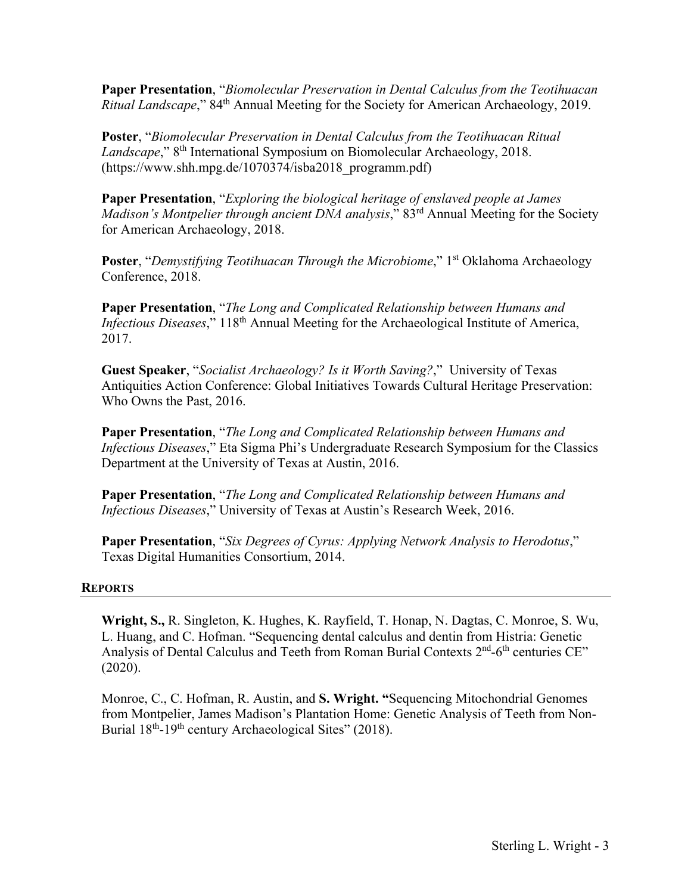**Paper Presentation**, "*Biomolecular Preservation in Dental Calculus from the Teotihuacan Ritual Landscape*," 84th Annual Meeting for the Society for American Archaeology, 2019.

**Poster**, "*Biomolecular Preservation in Dental Calculus from the Teotihuacan Ritual Landscape*," 8th International Symposium on Biomolecular Archaeology, 2018. (https://www.shh.mpg.de/1070374/isba2018_programm.pdf)

**Paper Presentation**, "*Exploring the biological heritage of enslaved people at James Madison's Montpelier through ancient DNA analysis*," 83rd Annual Meeting for the Society for American Archaeology, 2018.

**Poster**, "*Demystifying Teotihuacan Through the Microbiome*," 1st Oklahoma Archaeology Conference, 2018.

**Paper Presentation**, "*The Long and Complicated Relationship between Humans and Infectious Diseases*," 118th Annual Meeting for the Archaeological Institute of America, 2017.

**Guest Speaker**, "*Socialist Archaeology? Is it Worth Saving?*," University of Texas Antiquities Action Conference: Global Initiatives Towards Cultural Heritage Preservation: Who Owns the Past, 2016.

**Paper Presentation**, "*The Long and Complicated Relationship between Humans and Infectious Diseases*," Eta Sigma Phi's Undergraduate Research Symposium for the Classics Department at the University of Texas at Austin, 2016.

**Paper Presentation**, "*The Long and Complicated Relationship between Humans and Infectious Diseases*," University of Texas at Austin's Research Week, 2016.

**Paper Presentation**, "*Six Degrees of Cyrus: Applying Network Analysis to Herodotus*," Texas Digital Humanities Consortium, 2014.

## REPORTS

**Wright, S.,** R. Singleton, K. Hughes, K. Rayfield, T. Honap, N. Dagtas, C. Monroe, S. Wu, L. Huang, and C. Hofman. "Sequencing dental calculus and dentin from Histria: Genetic Analysis of Dental Calculus and Teeth from Roman Burial Contexts 2nd-6th centuries CE" (2020).

Monroe, C., C. Hofman, R. Austin, and **S. Wright.** "Sequencing Mitochondrial Genomes from Montpelier, James Madison's Plantation Home: Genetic Analysis of Teeth from Non-Burial 18th-19th century Archaeological Sites" (2018).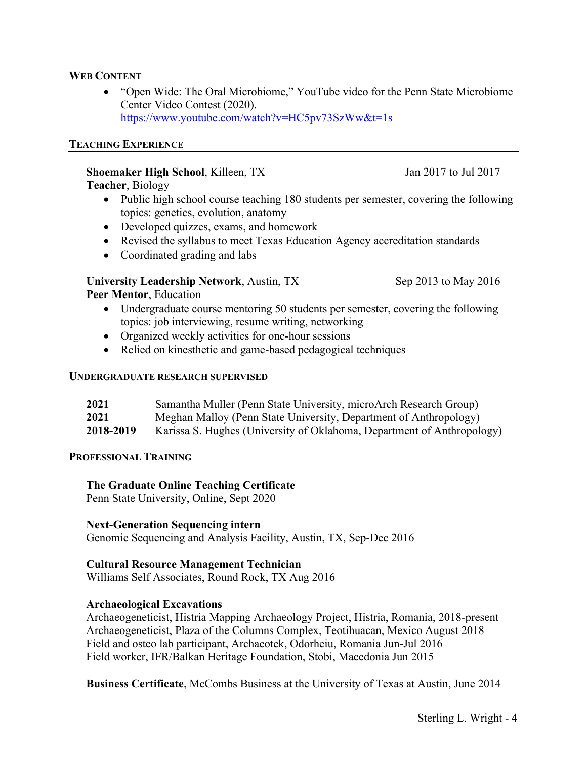## Web Content

- "Open Wide: The Oral Microbiome," YouTube video for the Penn State Microbiome Center Video Contest (2020). https://www.youtube.com/watch?v=HC5pv73SzWw&t=1s

## Teaching Experience

**Shoemaker High School**, Killeen, TX — Jan 2017 to Jul 2017
**Teacher**, Biology

- Public high school course teaching 180 students per semester, covering the following topics: genetics, evolution, anatomy
- Developed quizzes, exams, and homework
- Revised the syllabus to meet Texas Education Agency accreditation standards
- Coordinated grading and labs

**University Leadership Network**, Austin, TX — Sep 2013 to May 2016
**Peer Mentor**, Education

- Undergraduate course mentoring 50 students per semester, covering the following topics: job interviewing, resume writing, networking
- Organized weekly activities for one-hour sessions
- Relied on kinesthetic and game-based pedagogical techniques

## Undergraduate Research Supervised

**2021** Samantha Muller (Penn State University, microArch Research Group)
**2021** Meghan Malloy (Penn State University, Department of Anthropology)
**2018-2019** Karissa S. Hughes (University of Oklahoma, Department of Anthropology)

## Professional Training

**The Graduate Online Teaching Certificate**
Penn State University, Online, Sept 2020

**Next-Generation Sequencing intern**
Genomic Sequencing and Analysis Facility, Austin, TX, Sep-Dec 2016

**Cultural Resource Management Technician**
Williams Self Associates, Round Rock, TX Aug 2016

**Archaeological Excavations**
Archaeogeneticist, Histria Mapping Archaeology Project, Histria, Romania, 2018-present
Archaeogeneticist, Plaza of the Columns Complex, Teotihuacan, Mexico August 2018
Field and osteo lab participant, Archaeotek, Odorheiu, Romania Jun-Jul 2016
Field worker, IFR/Balkan Heritage Foundation, Stobi, Macedonia Jun 2015

**Business Certificate**, McCombs Business at the University of Texas at Austin, June 2014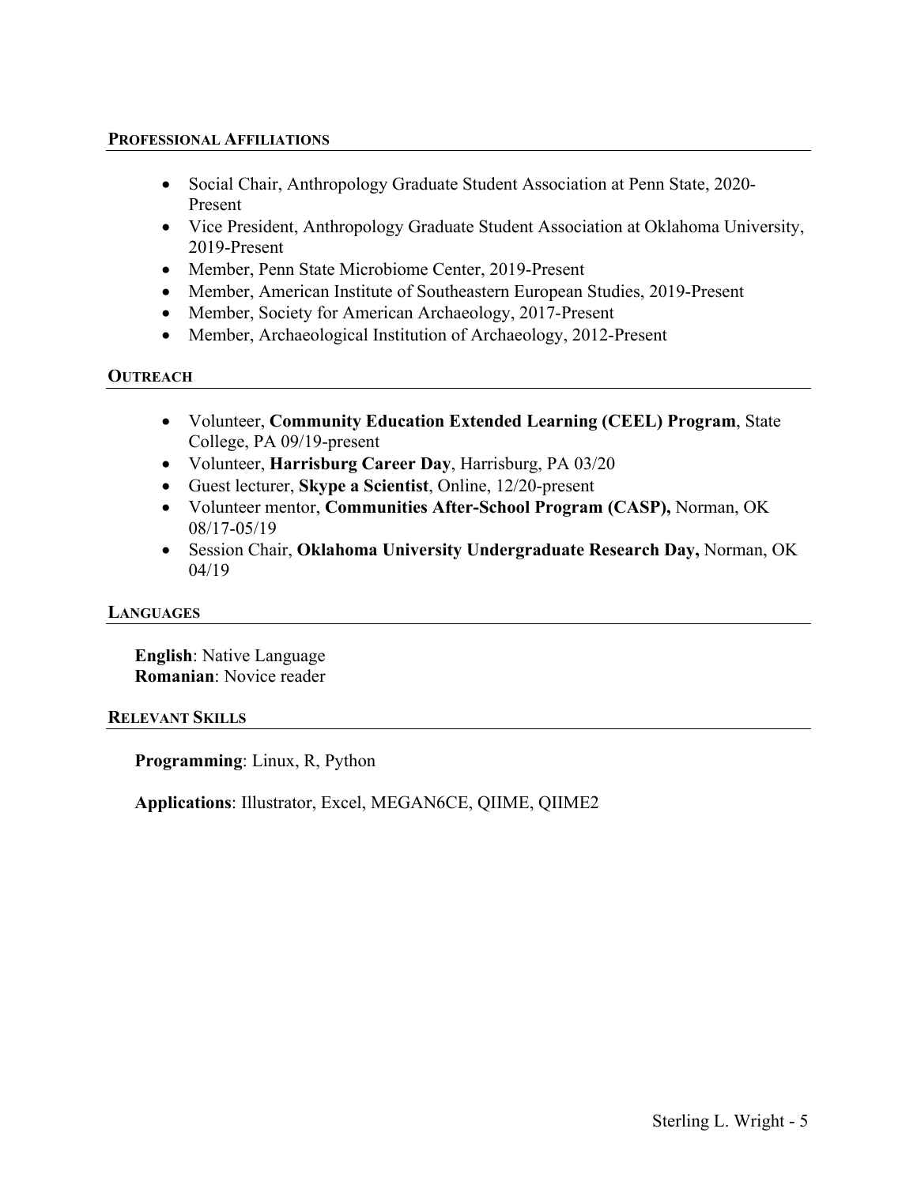## Professional Affiliations

- Social Chair, Anthropology Graduate Student Association at Penn State, 2020-Present
- Vice President, Anthropology Graduate Student Association at Oklahoma University, 2019-Present
- Member, Penn State Microbiome Center, 2019-Present
- Member, American Institute of Southeastern European Studies, 2019-Present
- Member, Society for American Archaeology, 2017-Present
- Member, Archaeological Institution of Archaeology, 2012-Present

## Outreach

- Volunteer, **Community Education Extended Learning (CEEL) Program**, State College, PA 09/19-present
- Volunteer, **Harrisburg Career Day**, Harrisburg, PA 03/20
- Guest lecturer, **Skype a Scientist**, Online, 12/20-present
- Volunteer mentor, **Communities After-School Program (CASP),** Norman, OK 08/17-05/19
- Session Chair, **Oklahoma University Undergraduate Research Day,** Norman, OK 04/19

## Languages

**English**: Native Language
**Romanian**: Novice reader

## Relevant Skills

**Programming**: Linux, R, Python

**Applications**: Illustrator, Excel, MEGAN6CE, QIIME, QIIME2